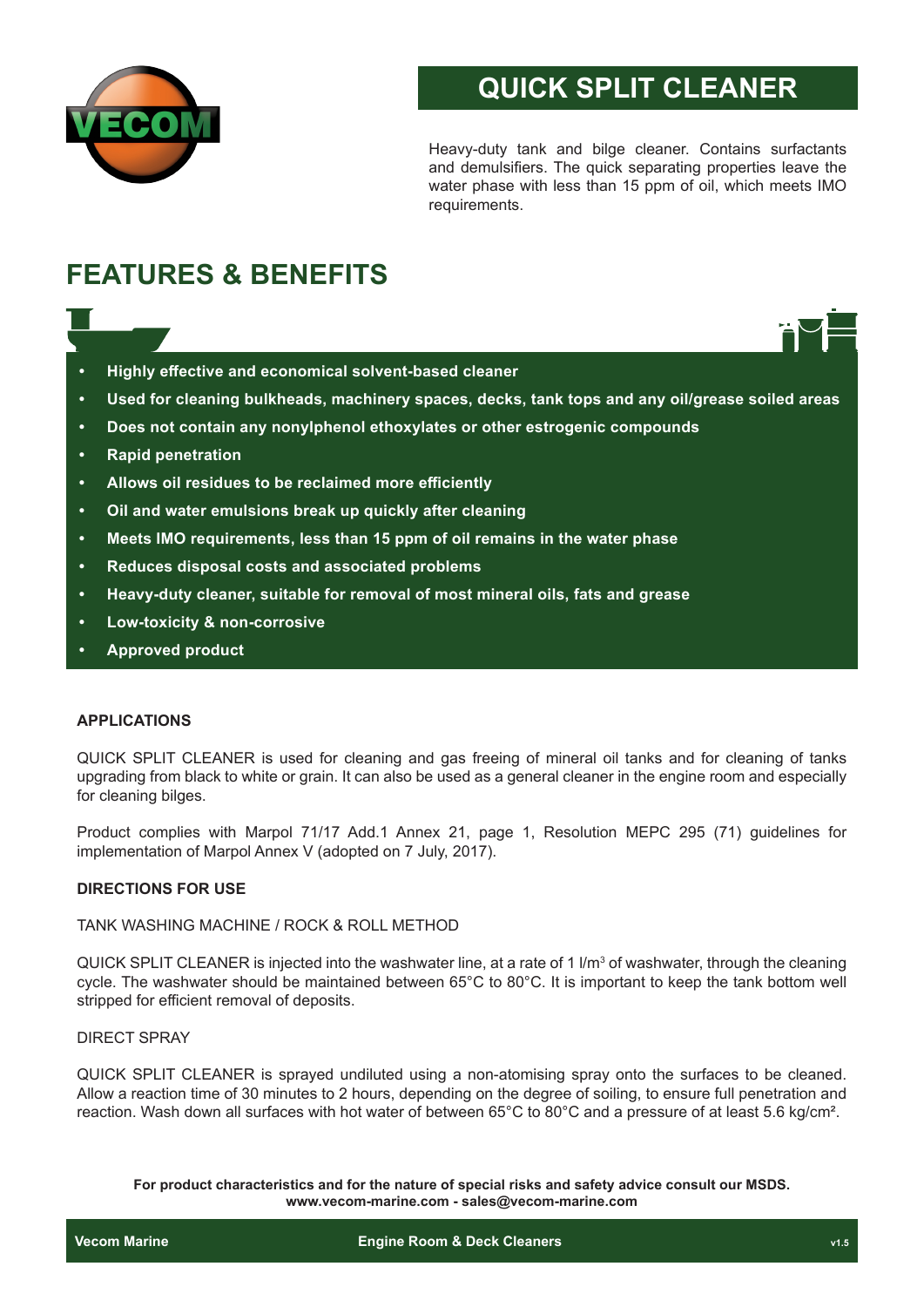# QUICK SPLIT CLEANER

Heavy-duty tank and bilge cleaner. Contains surfactants and demulsifiers. The quick separating properties leave the water phase with less than 15 ppm of oil, which meets IMO requirements.

## FEATURES & BENEFITS

- **Highly effective and economical solvent-based cleaner**
- **Used for cleaning bulkheads, machinery spaces, decks, tank tops and any oil/grease soiled areas**
- **Does not contain any nonylphenol ethoxylates or other estrogenic compounds**
- **Rapid penetration**
- **Allows oil residues to be reclaimed more efficiently**
- **Oil and water emulsions break up quickly after cleaning**
- **Meets IMO requirements, less than 15 ppm of oil remains in the water phase**
- **Reduces disposal costs and associated problems**
- **Heavy-duty cleaner, suitable for removal of most mineral oils, fats and grease**
- **Low-toxicity & non-corrosive**
- **Approved product**

### APPLICATIONS

QUICK SPLIT CLEANER is used for cleaning and gas freeing of mineral oil tanks and for cleaning of tanks upgrading from black to white or grain. It can also be used as a general cleaner in the engine room and especially for cleaning bilges.

Product complies with Marpol 71/17 Add.1 Annex 21, page 1, Resolution MEPC 295 (71) guidelines for implementation of Marpol Annex V (adopted on 7 July, 2017).

### DIRECTIONS FOR USE

TANK WASHING MACHINE / ROCK & ROLL METHOD

QUICK SPLIT CLEANER is injected into the washwater line, at a rate of 1 $l/m^3$ of washwater, through the cleaning cycle. The washwater should be maintained between 65°C to 80°C. It is important to keep the tank bottom well stripped for efficient removal of deposits.

DIRECT SPRAY

QUICK SPLIT CLEANER is sprayed undiluted using a non-atomising spray onto the surfaces to be cleaned. Allow a reaction time of 30 minutes to 2 hours, depending on the degree of soiling, to ensure full penetration and reaction. Wash down all surfaces with hot water of between 65°C to 80°C and a pressure of at least 5.6 $kg/cm^2$.

**For product characteristics and for the nature of special risks and safety advice consult our MSDS.**
**www.vecom-marine.com - sales@vecom-marine.com**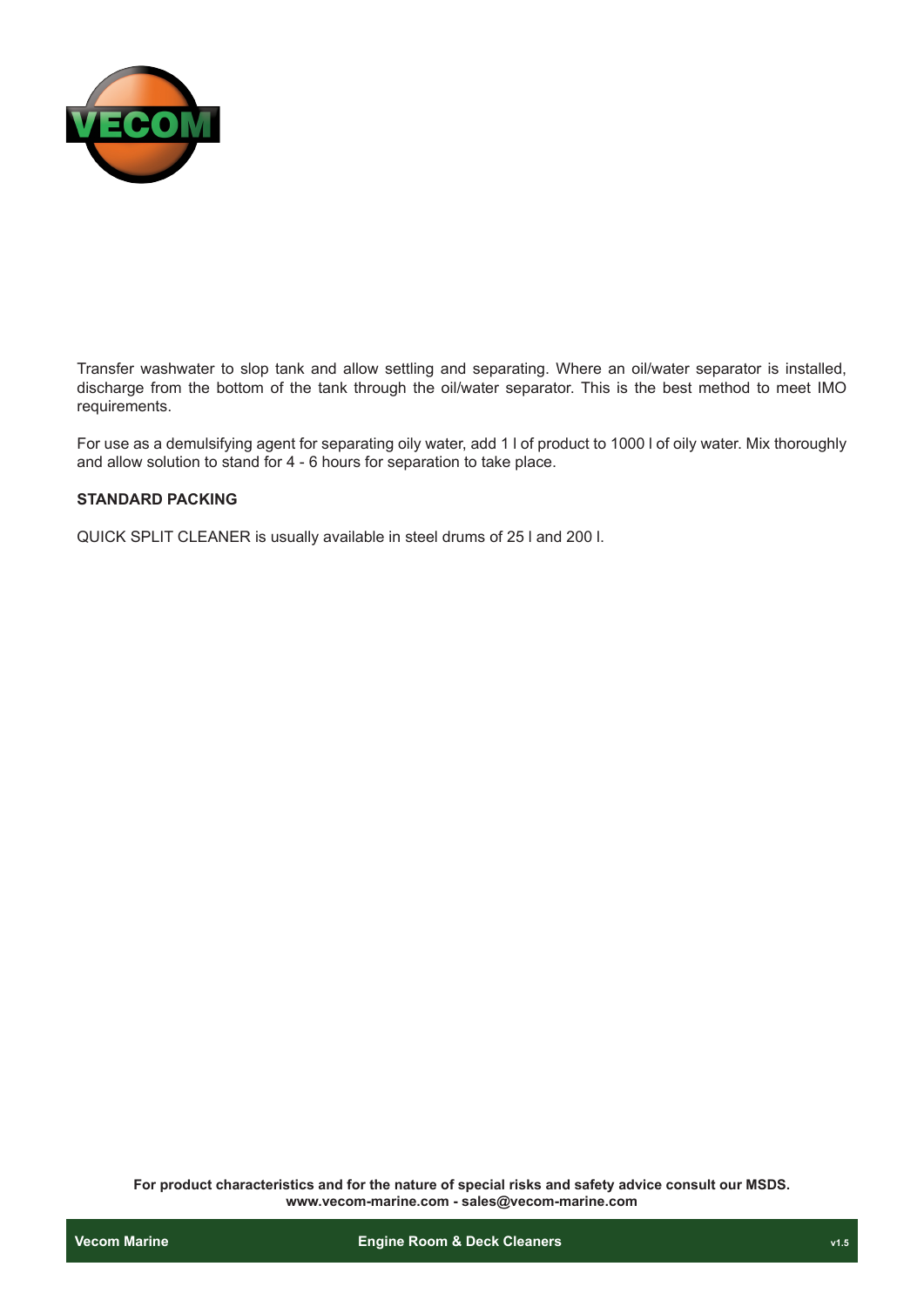Transfer washwater to slop tank and allow settling and separating. Where an oil/water separator is installed, discharge from the bottom of the tank through the oil/water separator. This is the best method to meet IMO requirements.

For use as a demulsifying agent for separating oily water, add 1 l of product to 1000 l of oily water. Mix thoroughly and allow solution to stand for 4 - 6 hours for separation to take place.

**STANDARD PACKING**

QUICK SPLIT CLEANER is usually available in steel drums of 25 l and 200 l.

**For product characteristics and for the nature of special risks and safety advice consult our MSDS.**
**www.vecom-marine.com - sales@vecom-marine.com**